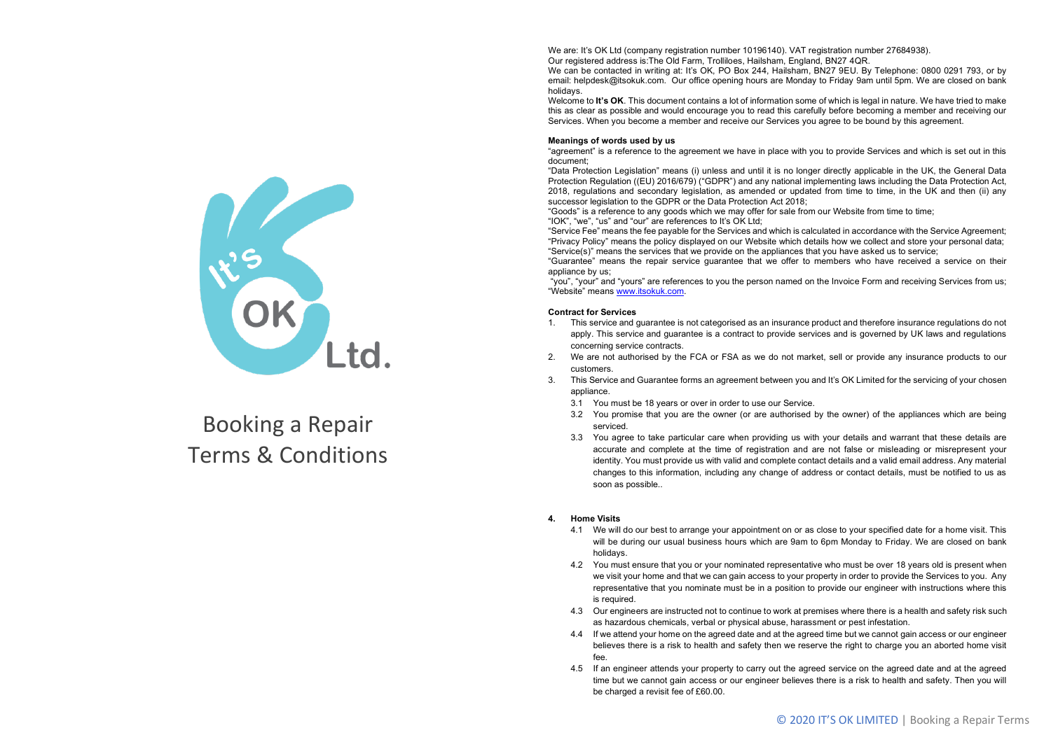It's OK Ltd.

# Booking a Repair Terms & Conditions

We are: It's OK Ltd (company registration number 10196140). VAT registration number 27684938).
Our registered address is:The Old Farm, Trolliloes, Hailsham, England, BN27 4QR.
We can be contacted in writing at: It's OK, PO Box 244, Hailsham, BN27 9EU. By Telephone: 0800 0291 793, or by email: helpdesk@itsokuk.com. Our office opening hours are Monday to Friday 9am until 5pm. We are closed on bank holidays.
Welcome to **It's OK**. This document contains a lot of information some of which is legal in nature. We have tried to make this as clear as possible and would encourage you to read this carefully before becoming a member and receiving our Services. When you become a member and receive our Services you agree to be bound by this agreement.

**Meanings of words used by us**

"agreement" is a reference to the agreement we have in place with you to provide Services and which is set out in this document;
"Data Protection Legislation" means (i) unless and until it is no longer directly applicable in the UK, the General Data Protection Regulation ((EU) 2016/679) ("GDPR") and any national implementing laws including the Data Protection Act, 2018, regulations and secondary legislation, as amended or updated from time to time, in the UK and then (ii) any successor legislation to the GDPR or the Data Protection Act 2018;
"Goods" is a reference to any goods which we may offer for sale from our Website from time to time;
"IOK", "we", "us" and "our" are references to It's OK Ltd;
"Service Fee" means the fee payable for the Services and which is calculated in accordance with the Service Agreement;
"Privacy Policy" means the policy displayed on our Website which details how we collect and store your personal data;
"Service(s)" means the services that we provide on the appliances that you have asked us to service;
"Guarantee" means the repair service guarantee that we offer to members who have received a service on their appliance by us;
"you", "your" and "yours" are references to you the person named on the Invoice Form and receiving Services from us;
"Website" means [www.itsokuk.com](www.itsokuk.com).

**Contract for Services**

1. This service and guarantee is not categorised as an insurance product and therefore insurance regulations do not apply. This service and guarantee is a contract to provide services and is governed by UK laws and regulations concerning service contracts.
2. We are not authorised by the FCA or FSA as we do not market, sell or provide any insurance products to our customers.
3. This Service and Guarantee forms an agreement between you and It's OK Limited for the servicing of your chosen appliance.
   - 3.1 You must be 18 years or over in order to use our Service.
   - 3.2 You promise that you are the owner (or are authorised by the owner) of the appliances which are being serviced.
   - 3.3 You agree to take particular care when providing us with your details and warrant that these details are accurate and complete at the time of registration and are not false or misleading or misrepresent your identity. You must provide us with valid and complete contact details and a valid email address. Any material changes to this information, including any change of address or contact details, must be notified to us as soon as possible..

**4. Home Visits**

- 4.1 We will do our best to arrange your appointment on or as close to your specified date for a home visit. This will be during our usual business hours which are 9am to 6pm Monday to Friday. We are closed on bank holidays.
- 4.2 You must ensure that you or your nominated representative who must be over 18 years old is present when we visit your home and that we can gain access to your property in order to provide the Services to you. Any representative that you nominate must be in a position to provide our engineer with instructions where this is required.
- 4.3 Our engineers are instructed not to continue to work at premises where there is a health and safety risk such as hazardous chemicals, verbal or physical abuse, harassment or pest infestation.
- 4.4 If we attend your home on the agreed date and at the agreed time but we cannot gain access or our engineer believes there is a risk to health and safety then we reserve the right to charge you an aborted home visit fee.
- 4.5 If an engineer attends your property to carry out the agreed service on the agreed date and at the agreed time but we cannot gain access or our engineer believes there is a risk to health and safety. Then you will be charged a revisit fee of £60.00.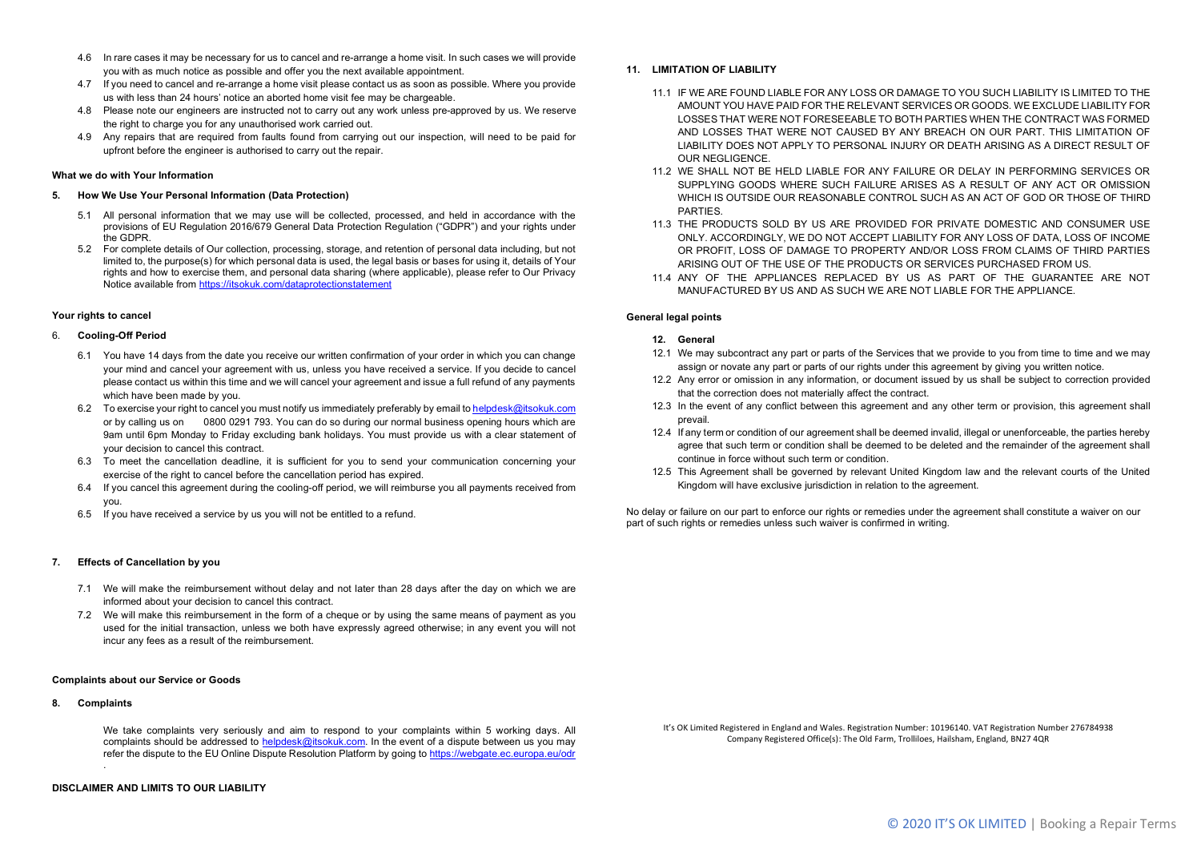4.6 In rare cases it may be necessary for us to cancel and re-arrange a home visit. In such cases we will provide you with as much notice as possible and offer you the next available appointment.

4.7 If you need to cancel and re-arrange a home visit please contact us as soon as possible. Where you provide us with less than 24 hours' notice an aborted home visit fee may be chargeable.

4.8 Please note our engineers are instructed not to carry out any work unless pre-approved by us. We reserve the right to charge you for any unauthorised work carried out.

4.9 Any repairs that are required from faults found from carrying out our inspection, will need to be paid for upfront before the engineer is authorised to carry out the repair.

**What we do with Your Information**

## 5. How We Use Your Personal Information (Data Protection)

5.1 All personal information that we may use will be collected, processed, and held in accordance with the provisions of EU Regulation 2016/679 General Data Protection Regulation ("GDPR") and your rights under the GDPR.

5.2 For complete details of Our collection, processing, storage, and retention of personal data including, but not limited to, the purpose(s) for which personal data is used, the legal basis or bases for using it, details of Your rights and how to exercise them, and personal data sharing (where applicable), please refer to Our Privacy Notice available from https://itsokuk.com/dataprotectionstatement

**Your rights to cancel**

## 6. Cooling-Off Period

6.1 You have 14 days from the date you receive our written confirmation of your order in which you can change your mind and cancel your agreement with us, unless you have received a service. If you decide to cancel please contact us within this time and we will cancel your agreement and issue a full refund of any payments which have been made by you.

6.2 To exercise your right to cancel you must notify us immediately preferably by email to helpdesk@itsokuk.com or by calling us on 0800 0291 793. You can do so during our normal business opening hours which are 9am until 6pm Monday to Friday excluding bank holidays. You must provide us with a clear statement of your decision to cancel this contract.

6.3 To meet the cancellation deadline, it is sufficient for you to send your communication concerning your exercise of the right to cancel before the cancellation period has expired.

6.4 If you cancel this agreement during the cooling-off period, we will reimburse you all payments received from you.

6.5 If you have received a service by us you will not be entitled to a refund.

## 7. Effects of Cancellation by you

7.1 We will make the reimbursement without delay and not later than 28 days after the day on which we are informed about your decision to cancel this contract.

7.2 We will make this reimbursement in the form of a cheque or by using the same means of payment as you used for the initial transaction, unless we both have expressly agreed otherwise; in any event you will not incur any fees as a result of the reimbursement.

**Complaints about our Service or Goods**

## 8. Complaints

We take complaints very seriously and aim to respond to your complaints within 5 working days. All complaints should be addressed to helpdesk@itsokuk.com. In the event of a dispute between us you may refer the dispute to the EU Online Dispute Resolution Platform by going to https://webgate.ec.europa.eu/odr.

**DISCLAIMER AND LIMITS TO OUR LIABILITY**

## 11. LIMITATION OF LIABILITY

11.1 IF WE ARE FOUND LIABLE FOR ANY LOSS OR DAMAGE TO YOU SUCH LIABILITY IS LIMITED TO THE AMOUNT YOU HAVE PAID FOR THE RELEVANT SERVICES OR GOODS. WE EXCLUDE LIABILITY FOR LOSSES THAT WERE NOT FORESEEABLE TO BOTH PARTIES WHEN THE CONTRACT WAS FORMED AND LOSSES THAT WERE NOT CAUSED BY ANY BREACH ON OUR PART. THIS LIMITATION OF LIABILITY DOES NOT APPLY TO PERSONAL INJURY OR DEATH ARISING AS A DIRECT RESULT OF OUR NEGLIGENCE.

11.2 WE SHALL NOT BE HELD LIABLE FOR ANY FAILURE OR DELAY IN PERFORMING SERVICES OR SUPPLYING GOODS WHERE SUCH FAILURE ARISES AS A RESULT OF ANY ACT OR OMISSION WHICH IS OUTSIDE OUR REASONABLE CONTROL SUCH AS AN ACT OF GOD OR THOSE OF THIRD PARTIES.

11.3 THE PRODUCTS SOLD BY US ARE PROVIDED FOR PRIVATE DOMESTIC AND CONSUMER USE ONLY. ACCORDINGLY, WE DO NOT ACCEPT LIABILITY FOR ANY LOSS OF DATA, LOSS OF INCOME OR PROFIT, LOSS OF DAMAGE TO PROPERTY AND/OR LOSS FROM CLAIMS OF THIRD PARTIES ARISING OUT OF THE USE OF THE PRODUCTS OR SERVICES PURCHASED FROM US.

11.4 ANY OF THE APPLIANCES REPLACED BY US AS PART OF THE GUARANTEE ARE NOT MANUFACTURED BY US AND AS SUCH WE ARE NOT LIABLE FOR THE APPLIANCE.

**General legal points**

## 12. General

12.1 We may subcontract any part or parts of the Services that we provide to you from time to time and we may assign or novate any part or parts of our rights under this agreement by giving you written notice.

12.2 Any error or omission in any information, or document issued by us shall be subject to correction provided that the correction does not materially affect the contract.

12.3 In the event of any conflict between this agreement and any other term or provision, this agreement shall prevail.

12.4 If any term or condition of our agreement shall be deemed invalid, illegal or unenforceable, the parties hereby agree that such term or condition shall be deemed to be deleted and the remainder of the agreement shall continue in force without such term or condition.

12.5 This Agreement shall be governed by relevant United Kingdom law and the relevant courts of the United Kingdom will have exclusive jurisdiction in relation to the agreement.

No delay or failure on our part to enforce our rights or remedies under the agreement shall constitute a waiver on our part of such rights or remedies unless such waiver is confirmed in writing.

It's OK Limited Registered in England and Wales. Registration Number: 10196140. VAT Registration Number 276784938
Company Registered Office(s): The Old Farm, Trolliloes, Hailsham, England, BN27 4QR